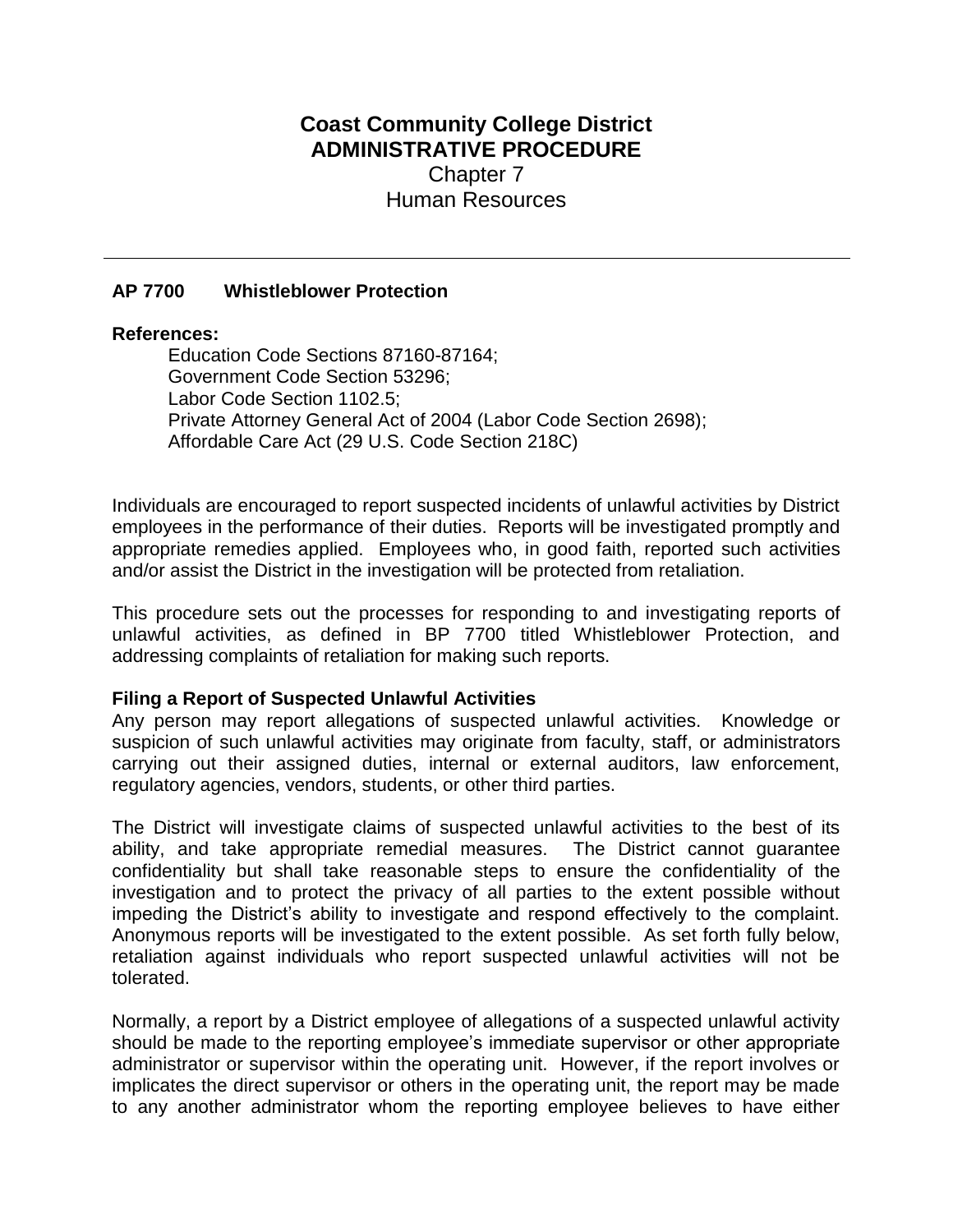# Coast Community College District
## ADMINISTRATIVE PROCEDURE
Chapter 7

Human Resources

---

### AP 7700 Whistleblower Protection

**References:**

Education Code Sections 87160-87164;
Government Code Section 53296;
Labor Code Section 1102.5;
Private Attorney General Act of 2004 (Labor Code Section 2698);
Affordable Care Act (29 U.S. Code Section 218C)

Individuals are encouraged to report suspected incidents of unlawful activities by District employees in the performance of their duties. Reports will be investigated promptly and appropriate remedies applied. Employees who, in good faith, reported such activities and/or assist the District in the investigation will be protected from retaliation.

This procedure sets out the processes for responding to and investigating reports of unlawful activities, as defined in BP 7700 titled Whistleblower Protection, and addressing complaints of retaliation for making such reports.

**Filing a Report of Suspected Unlawful Activities**

Any person may report allegations of suspected unlawful activities. Knowledge or suspicion of such unlawful activities may originate from faculty, staff, or administrators carrying out their assigned duties, internal or external auditors, law enforcement, regulatory agencies, vendors, students, or other third parties.

The District will investigate claims of suspected unlawful activities to the best of its ability, and take appropriate remedial measures. The District cannot guarantee confidentiality but shall take reasonable steps to ensure the confidentiality of the investigation and to protect the privacy of all parties to the extent possible without impeding the District's ability to investigate and respond effectively to the complaint. Anonymous reports will be investigated to the extent possible. As set forth fully below, retaliation against individuals who report suspected unlawful activities will not be tolerated.

Normally, a report by a District employee of allegations of a suspected unlawful activity should be made to the reporting employee's immediate supervisor or other appropriate administrator or supervisor within the operating unit. However, if the report involves or implicates the direct supervisor or others in the operating unit, the report may be made to any another administrator whom the reporting employee believes to have either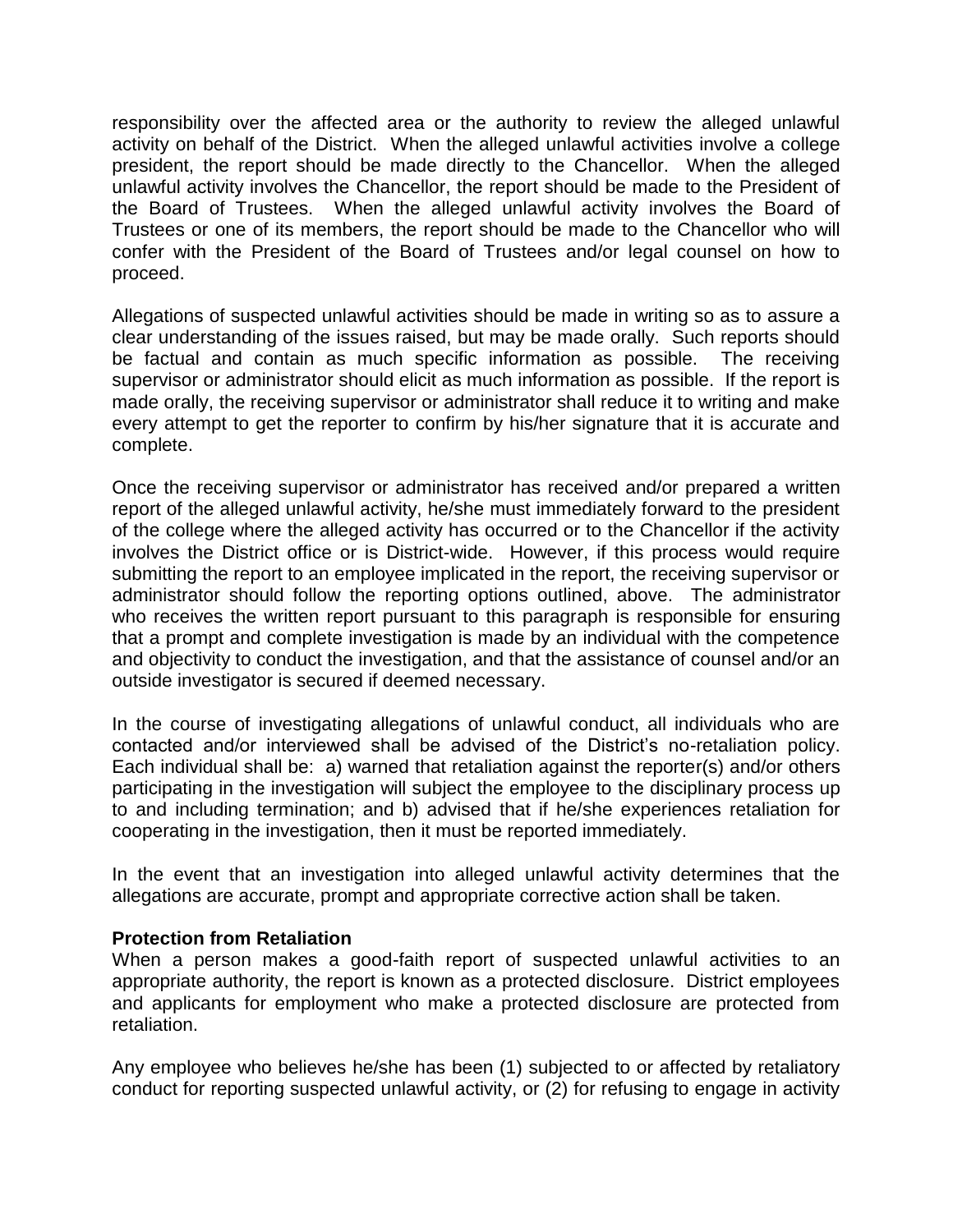responsibility over the affected area or the authority to review the alleged unlawful activity on behalf of the District. When the alleged unlawful activities involve a college president, the report should be made directly to the Chancellor. When the alleged unlawful activity involves the Chancellor, the report should be made to the President of the Board of Trustees. When the alleged unlawful activity involves the Board of Trustees or one of its members, the report should be made to the Chancellor who will confer with the President of the Board of Trustees and/or legal counsel on how to proceed.

Allegations of suspected unlawful activities should be made in writing so as to assure a clear understanding of the issues raised, but may be made orally. Such reports should be factual and contain as much specific information as possible. The receiving supervisor or administrator should elicit as much information as possible. If the report is made orally, the receiving supervisor or administrator shall reduce it to writing and make every attempt to get the reporter to confirm by his/her signature that it is accurate and complete.

Once the receiving supervisor or administrator has received and/or prepared a written report of the alleged unlawful activity, he/she must immediately forward to the president of the college where the alleged activity has occurred or to the Chancellor if the activity involves the District office or is District-wide. However, if this process would require submitting the report to an employee implicated in the report, the receiving supervisor or administrator should follow the reporting options outlined, above. The administrator who receives the written report pursuant to this paragraph is responsible for ensuring that a prompt and complete investigation is made by an individual with the competence and objectivity to conduct the investigation, and that the assistance of counsel and/or an outside investigator is secured if deemed necessary.

In the course of investigating allegations of unlawful conduct, all individuals who are contacted and/or interviewed shall be advised of the District's no-retaliation policy. Each individual shall be: a) warned that retaliation against the reporter(s) and/or others participating in the investigation will subject the employee to the disciplinary process up to and including termination; and b) advised that if he/she experiences retaliation for cooperating in the investigation, then it must be reported immediately.

In the event that an investigation into alleged unlawful activity determines that the allegations are accurate, prompt and appropriate corrective action shall be taken.

**Protection from Retaliation**

When a person makes a good-faith report of suspected unlawful activities to an appropriate authority, the report is known as a protected disclosure. District employees and applicants for employment who make a protected disclosure are protected from retaliation.

Any employee who believes he/she has been (1) subjected to or affected by retaliatory conduct for reporting suspected unlawful activity, or (2) for refusing to engage in activity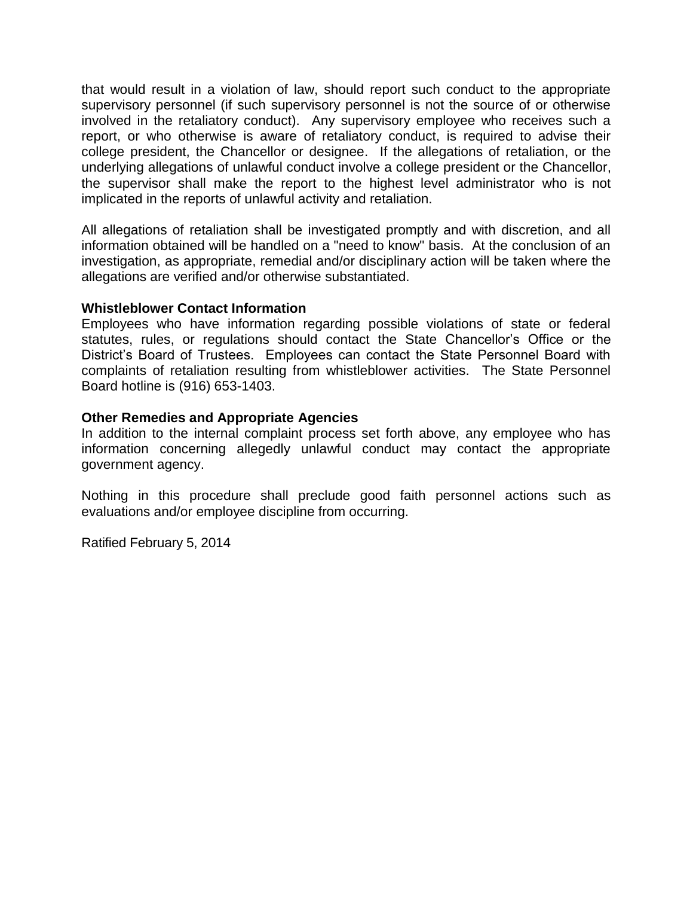that would result in a violation of law, should report such conduct to the appropriate supervisory personnel (if such supervisory personnel is not the source of or otherwise involved in the retaliatory conduct). Any supervisory employee who receives such a report, or who otherwise is aware of retaliatory conduct, is required to advise their college president, the Chancellor or designee. If the allegations of retaliation, or the underlying allegations of unlawful conduct involve a college president or the Chancellor, the supervisor shall make the report to the highest level administrator who is not implicated in the reports of unlawful activity and retaliation.

All allegations of retaliation shall be investigated promptly and with discretion, and all information obtained will be handled on a "need to know" basis. At the conclusion of an investigation, as appropriate, remedial and/or disciplinary action will be taken where the allegations are verified and/or otherwise substantiated.

**Whistleblower Contact Information**

Employees who have information regarding possible violations of state or federal statutes, rules, or regulations should contact the State Chancellor's Office or the District's Board of Trustees. Employees can contact the State Personnel Board with complaints of retaliation resulting from whistleblower activities. The State Personnel Board hotline is (916) 653-1403.

**Other Remedies and Appropriate Agencies**

In addition to the internal complaint process set forth above, any employee who has information concerning allegedly unlawful conduct may contact the appropriate government agency.

Nothing in this procedure shall preclude good faith personnel actions such as evaluations and/or employee discipline from occurring.

Ratified February 5, 2014